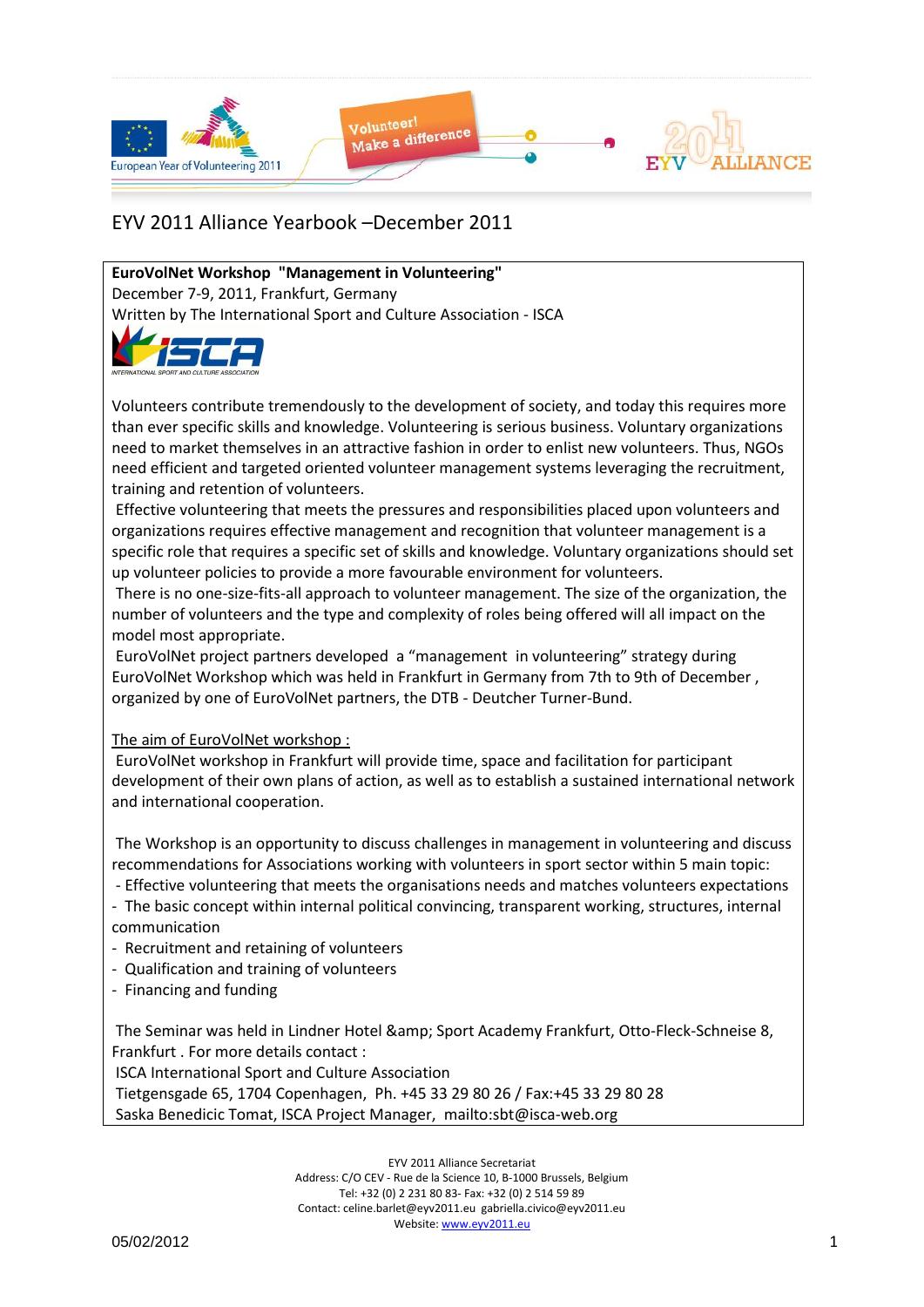# EYV 2011 Alliance Yearbook –December 2011

**EuroVolNet Workshop "Management in Volunteering"**
December 7-9, 2011, Frankfurt, Germany
Written by The International Sport and Culture Association - ISCA

Volunteers contribute tremendously to the development of society, and today this requires more than ever specific skills and knowledge. Volunteering is serious business. Voluntary organizations need to market themselves in an attractive fashion in order to enlist new volunteers. Thus, NGOs need efficient and targeted oriented volunteer management systems leveraging the recruitment, training and retention of volunteers.

Effective volunteering that meets the pressures and responsibilities placed upon volunteers and organizations requires effective management and recognition that volunteer management is a specific role that requires a specific set of skills and knowledge. Voluntary organizations should set up volunteer policies to provide a more favourable environment for volunteers.

There is no one-size-fits-all approach to volunteer management. The size of the organization, the number of volunteers and the type and complexity of roles being offered will all impact on the model most appropriate.

EuroVolNet project partners developed a "management in volunteering" strategy during EuroVolNet Workshop which was held in Frankfurt in Germany from 7th to 9th of December , organized by one of EuroVolNet partners, the DTB - Deutcher Turner-Bund.

The aim of EuroVolNet workshop :

EuroVolNet workshop in Frankfurt will provide time, space and facilitation for participant development of their own plans of action, as well as to establish a sustained international network and international cooperation.

The Workshop is an opportunity to discuss challenges in management in volunteering and discuss recommendations for Associations working with volunteers in sport sector within 5 main topic:

- Effective volunteering that meets the organisations needs and matches volunteers expectations
- The basic concept within internal political convincing, transparent working, structures, internal communication
- Recruitment and retaining of volunteers
- Qualification and training of volunteers
- Financing and funding

The Seminar was held in Lindner Hotel &amp; Sport Academy Frankfurt, Otto-Fleck-Schneise 8, Frankfurt . For more details contact :

ISCA International Sport and Culture Association
Tietgensgade 65, 1704 Copenhagen, Ph. +45 33 29 80 26 / Fax:+45 33 29 80 28
Saska Benedicic Tomat, ISCA Project Manager, mailto:sbt@isca-web.org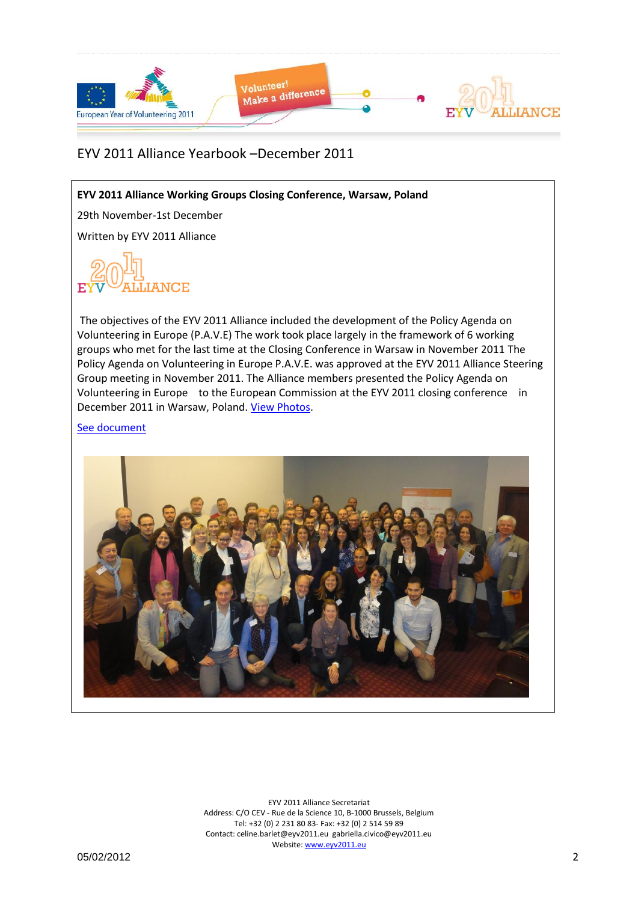EYV 2011 Alliance Yearbook –December 2011

**EYV 2011 Alliance Working Groups Closing Conference, Warsaw, Poland**

29th November-1st December

Written by EYV 2011 Alliance

The objectives of the EYV 2011 Alliance included the development of the Policy Agenda on Volunteering in Europe (P.A.V.E) The work took place largely in the framework of 6 working groups who met for the last time at the Closing Conference in Warsaw in November 2011 The Policy Agenda on Volunteering in Europe P.A.V.E. was approved at the EYV 2011 Alliance Steering Group meeting in November 2011. The Alliance members presented the Policy Agenda on Volunteering in Europe to the European Commission at the EYV 2011 closing conference in December 2011 in Warsaw, Poland. View Photos.

See document

EYV 2011 Alliance Secretariat
Address: C/O CEV - Rue de la Science 10, B-1000 Brussels, Belgium
Tel: +32 (0) 2 231 80 83- Fax: +32 (0) 2 514 59 89
Contact: celine.barlet@eyv2011.eu gabriella.civico@eyv2011.eu
Website: www.eyv2011.eu

05/02/2012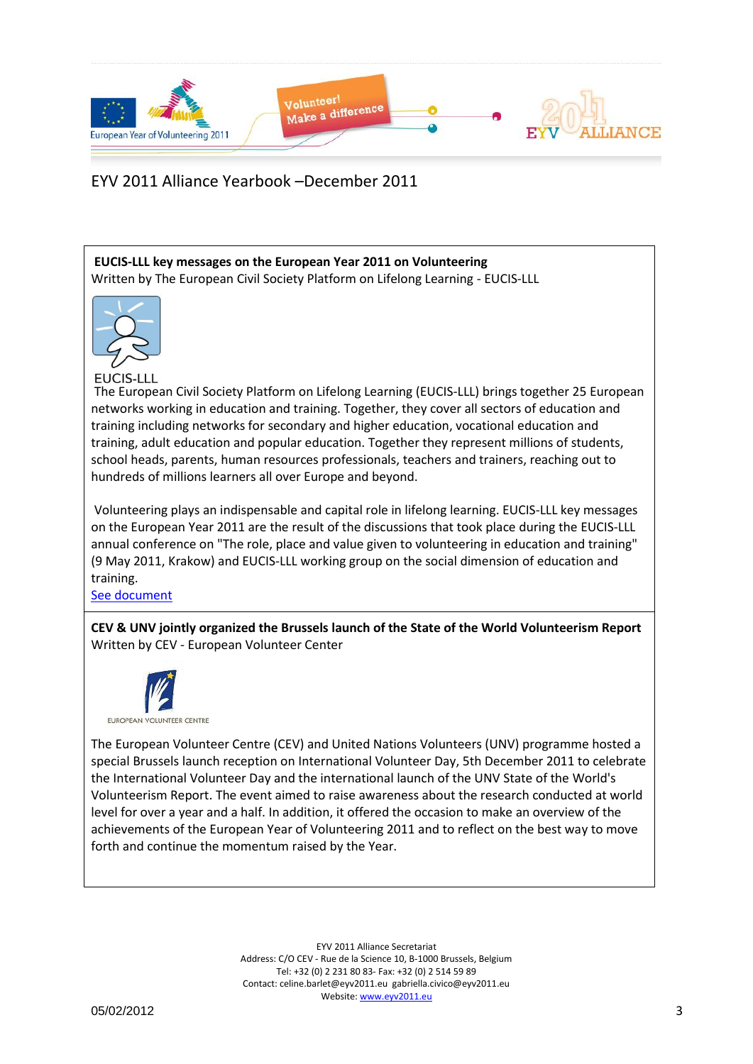EYV 2011 Alliance Yearbook –December 2011

**EUCIS-LLL key messages on the European Year 2011 on Volunteering**
Written by The European Civil Society Platform on Lifelong Learning - EUCIS-LLL

EUCIS-LLL

The European Civil Society Platform on Lifelong Learning (EUCIS-LLL) brings together 25 European networks working in education and training. Together, they cover all sectors of education and training including networks for secondary and higher education, vocational education and training, adult education and popular education. Together they represent millions of students, school heads, parents, human resources professionals, teachers and trainers, reaching out to hundreds of millions learners all over Europe and beyond.

Volunteering plays an indispensable and capital role in lifelong learning. EUCIS-LLL key messages on the European Year 2011 are the result of the discussions that took place during the EUCIS-LLL annual conference on "The role, place and value given to volunteering in education and training" (9 May 2011, Krakow) and EUCIS-LLL working group on the social dimension of education and training.
See document

**CEV & UNV jointly organized the Brussels launch of the State of the World Volunteerism Report**
Written by CEV - European Volunteer Center

EUROPEAN VOLUNTEER CENTRE

The European Volunteer Centre (CEV) and United Nations Volunteers (UNV) programme hosted a special Brussels launch reception on International Volunteer Day, 5th December 2011 to celebrate the International Volunteer Day and the international launch of the UNV State of the World's Volunteerism Report. The event aimed to raise awareness about the research conducted at world level for over a year and a half. In addition, it offered the occasion to make an overview of the achievements of the European Year of Volunteering 2011 and to reflect on the best way to move forth and continue the momentum raised by the Year.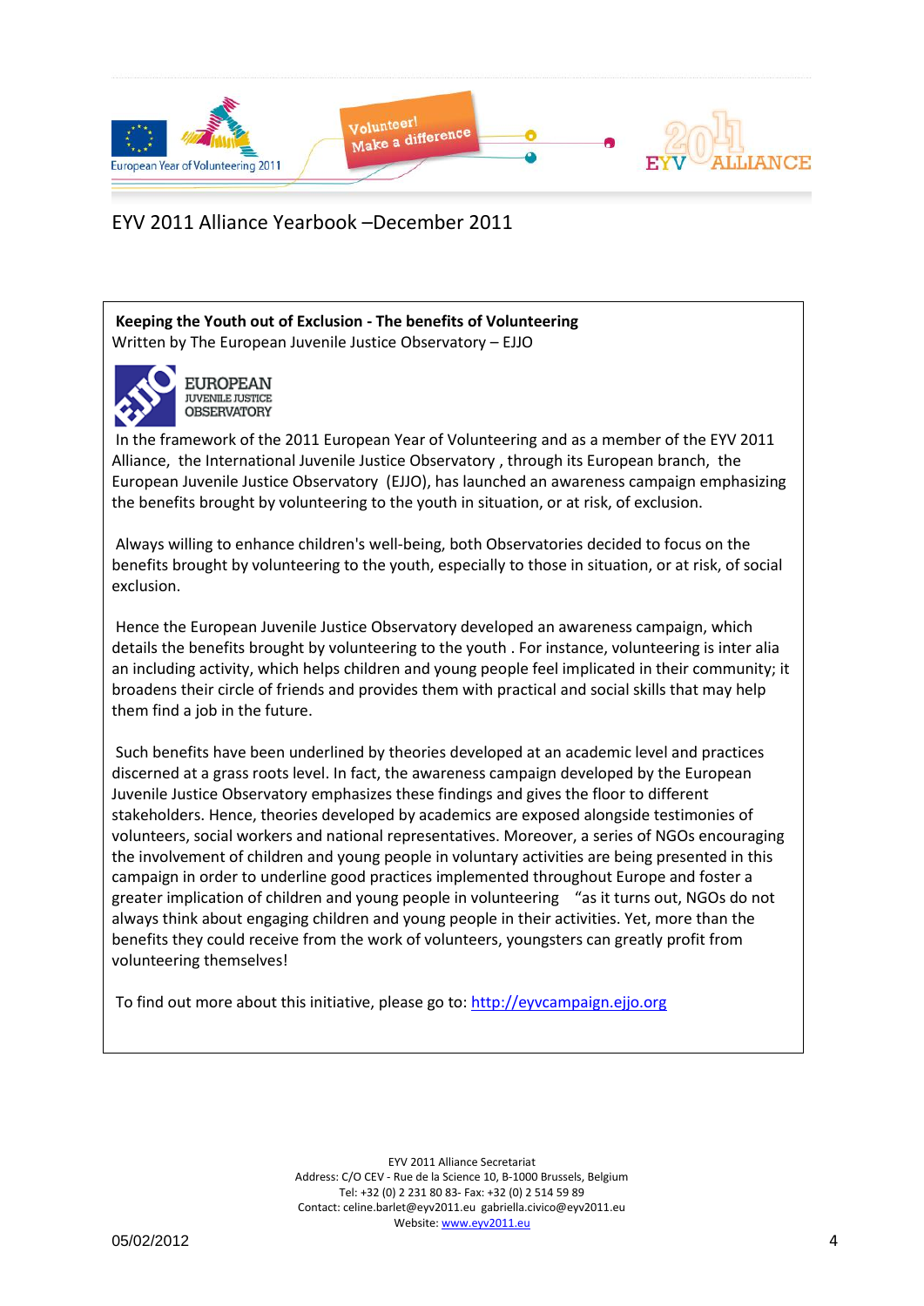**Keeping the Youth out of Exclusion - The benefits of Volunteering**
Written by The European Juvenile Justice Observatory – EJJO

In the framework of the 2011 European Year of Volunteering and as a member of the EYV 2011 Alliance, the International Juvenile Justice Observatory , through its European branch, the European Juvenile Justice Observatory (EJJO), has launched an awareness campaign emphasizing the benefits brought by volunteering to the youth in situation, or at risk, of exclusion.

Always willing to enhance children's well-being, both Observatories decided to focus on the benefits brought by volunteering to the youth, especially to those in situation, or at risk, of social exclusion.

Hence the European Juvenile Justice Observatory developed an awareness campaign, which details the benefits brought by volunteering to the youth . For instance, volunteering is inter alia an including activity, which helps children and young people feel implicated in their community; it broadens their circle of friends and provides them with practical and social skills that may help them find a job in the future.

Such benefits have been underlined by theories developed at an academic level and practices discerned at a grass roots level. In fact, the awareness campaign developed by the European Juvenile Justice Observatory emphasizes these findings and gives the floor to different stakeholders. Hence, theories developed by academics are exposed alongside testimonies of volunteers, social workers and national representatives. Moreover, a series of NGOs encouraging the involvement of children and young people in voluntary activities are being presented in this campaign in order to underline good practices implemented throughout Europe and foster a greater implication of children and young people in volunteering "as it turns out, NGOs do not always think about engaging children and young people in their activities. Yet, more than the benefits they could receive from the work of volunteers, youngsters can greatly profit from volunteering themselves!

To find out more about this initiative, please go to: http://eyvcampaign.ejjo.org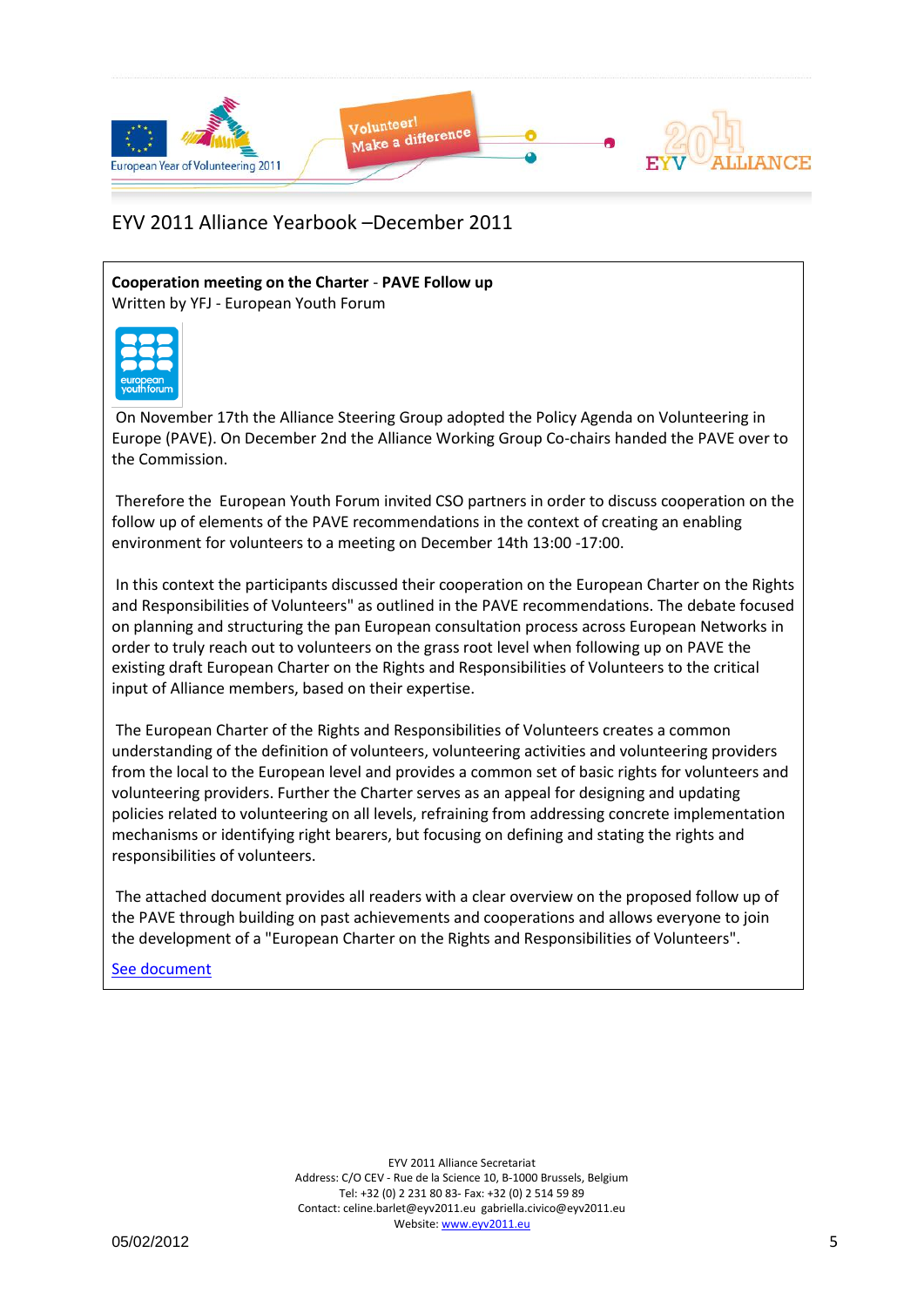**Cooperation meeting on the Charter** - **PAVE Follow up**
Written by YFJ - European Youth Forum

On November 17th the Alliance Steering Group adopted the Policy Agenda on Volunteering in Europe (PAVE). On December 2nd the Alliance Working Group Co-chairs handed the PAVE over to the Commission.

Therefore the European Youth Forum invited CSO partners in order to discuss cooperation on the follow up of elements of the PAVE recommendations in the context of creating an enabling environment for volunteers to a meeting on December 14th 13:00 -17:00.

In this context the participants discussed their cooperation on the European Charter on the Rights and Responsibilities of Volunteers" as outlined in the PAVE recommendations. The debate focused on planning and structuring the pan European consultation process across European Networks in order to truly reach out to volunteers on the grass root level when following up on PAVE the existing draft European Charter on the Rights and Responsibilities of Volunteers to the critical input of Alliance members, based on their expertise.

The European Charter of the Rights and Responsibilities of Volunteers creates a common understanding of the definition of volunteers, volunteering activities and volunteering providers from the local to the European level and provides a common set of basic rights for volunteers and volunteering providers. Further the Charter serves as an appeal for designing and updating policies related to volunteering on all levels, refraining from addressing concrete implementation mechanisms or identifying right bearers, but focusing on defining and stating the rights and responsibilities of volunteers.

The attached document provides all readers with a clear overview on the proposed follow up of the PAVE through building on past achievements and cooperations and allows everyone to join the development of a "European Charter on the Rights and Responsibilities of Volunteers".

See document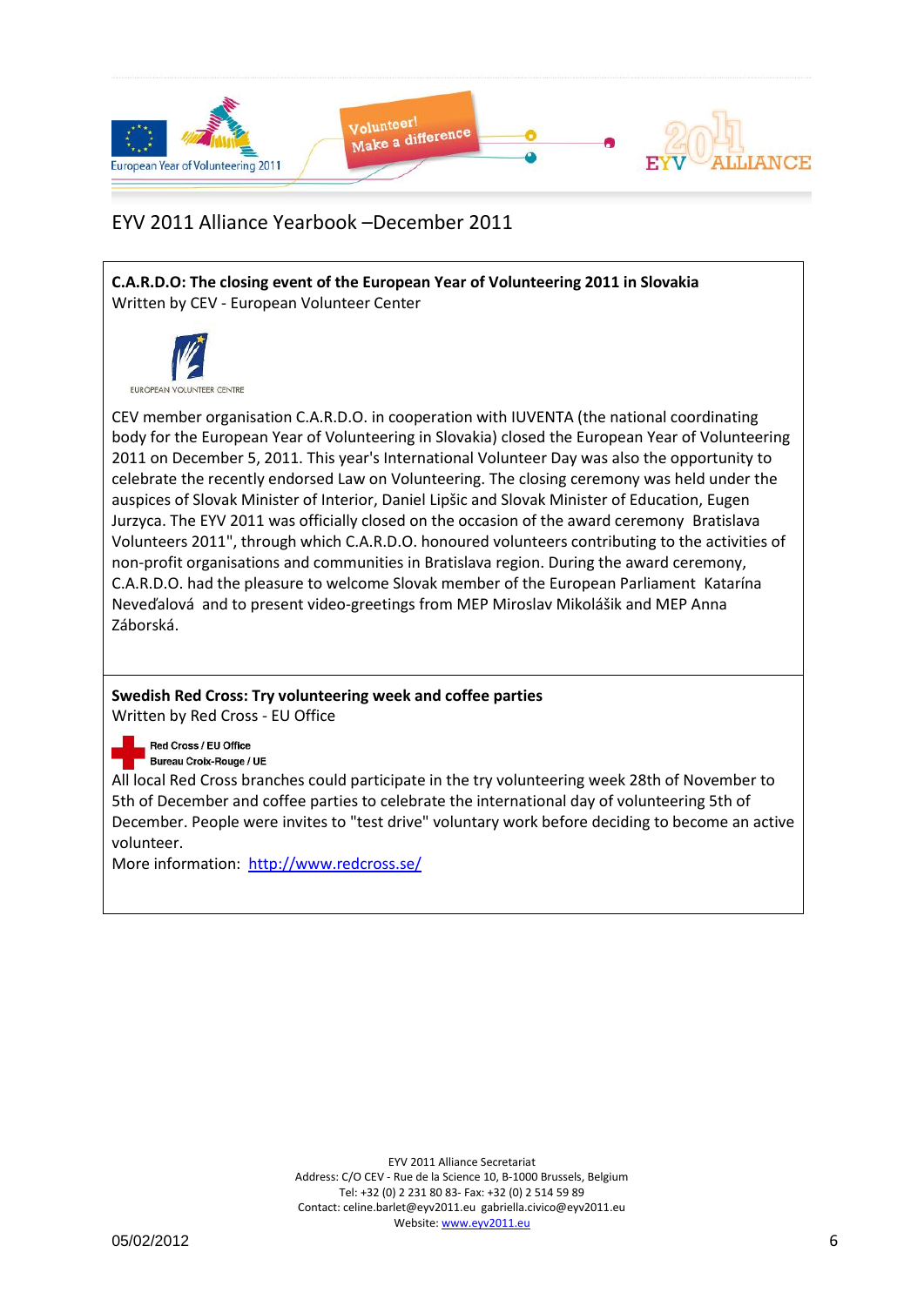EYV 2011 Alliance Yearbook –December 2011

**C.A.R.D.O: The closing event of the European Year of Volunteering 2011 in Slovakia**
Written by CEV - European Volunteer Center

EUROPEAN VOLUNTEER CENTRE

CEV member organisation C.A.R.D.O. in cooperation with IUVENTA (the national coordinating body for the European Year of Volunteering in Slovakia) closed the European Year of Volunteering 2011 on December 5, 2011. This year's International Volunteer Day was also the opportunity to celebrate the recently endorsed Law on Volunteering. The closing ceremony was held under the auspices of Slovak Minister of Interior, Daniel Lipšic and Slovak Minister of Education, Eugen Jurzyca. The EYV 2011 was officially closed on the occasion of the award ceremony Bratislava Volunteers 2011", through which C.A.R.D.O. honoured volunteers contributing to the activities of non-profit organisations and communities in Bratislava region. During the award ceremony, C.A.R.D.O. had the pleasure to welcome Slovak member of the European Parliament Katarína Neveďalová and to present video-greetings from MEP Miroslav Mikolášik and MEP Anna Záborská.

**Swedish Red Cross: Try volunteering week and coffee parties**
Written by Red Cross - EU Office

Red Cross / EU Office
Bureau Croix-Rouge / UE

All local Red Cross branches could participate in the try volunteering week 28th of November to 5th of December and coffee parties to celebrate the international day of volunteering 5th of December. People were invites to "test drive" voluntary work before deciding to become an active volunteer.
More information: [http://www.redcross.se/](http://www.redcross.se/)

EYV 2011 Alliance Secretariat
Address: C/O CEV - Rue de la Science 10, B-1000 Brussels, Belgium
Tel: +32 (0) 2 231 80 83- Fax: +32 (0) 2 514 59 89
Contact: celine.barlet@eyv2011.eu gabriella.civico@eyv2011.eu
Website: [www.eyv2011.eu](http://www.eyv2011.eu)

05/02/2012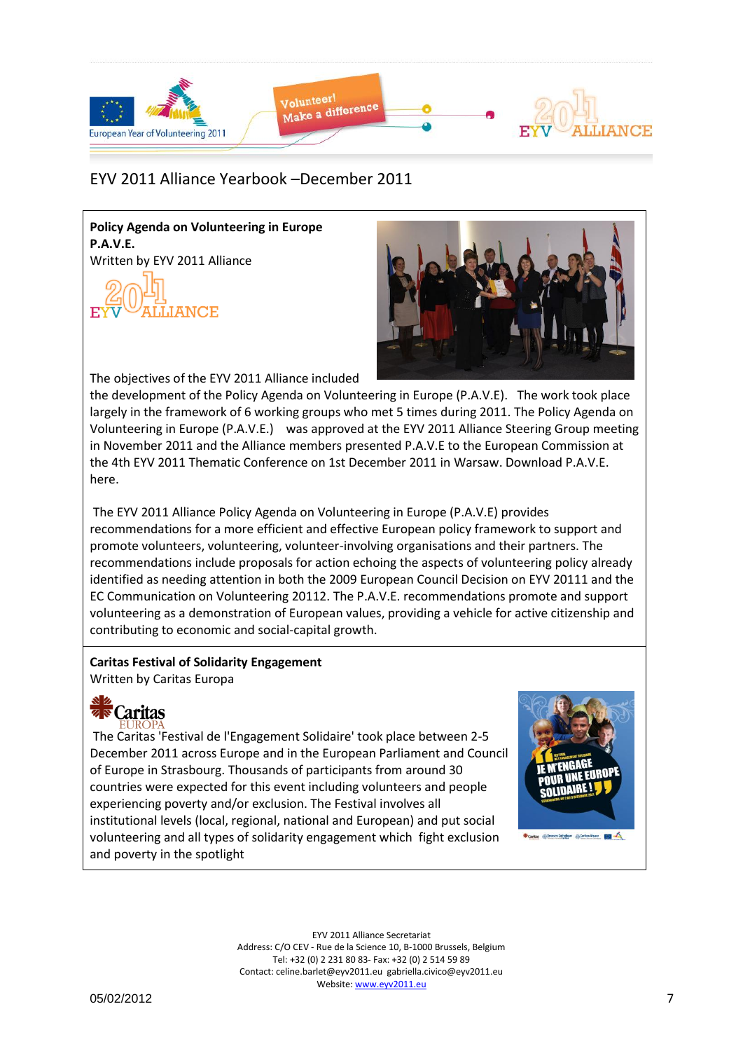EYV 2011 Alliance Yearbook –December 2011

**Policy Agenda on Volunteering in Europe**
**P.A.V.E.**
Written by EYV 2011 Alliance

The objectives of the EYV 2011 Alliance included the development of the Policy Agenda on Volunteering in Europe (P.A.V.E). The work took place largely in the framework of 6 working groups who met 5 times during 2011. The Policy Agenda on Volunteering in Europe (P.A.V.E.) was approved at the EYV 2011 Alliance Steering Group meeting in November 2011 and the Alliance members presented P.A.V.E to the European Commission at the 4th EYV 2011 Thematic Conference on 1st December 2011 in Warsaw. Download P.A.V.E. here.

The EYV 2011 Alliance Policy Agenda on Volunteering in Europe (P.A.V.E) provides recommendations for a more efficient and effective European policy framework to support and promote volunteers, volunteering, volunteer-involving organisations and their partners. The recommendations include proposals for action echoing the aspects of volunteering policy already identified as needing attention in both the 2009 European Council Decision on EYV 20111 and the EC Communication on Volunteering 20112. The P.A.V.E. recommendations promote and support volunteering as a demonstration of European values, providing a vehicle for active citizenship and contributing to economic and social-capital growth.

**Caritas Festival of Solidarity Engagement**
Written by Caritas Europa

The Caritas 'Festival de l'Engagement Solidaire' took place between 2-5 December 2011 across Europe and in the European Parliament and Council of Europe in Strasbourg. Thousands of participants from around 30 countries were expected for this event including volunteers and people experiencing poverty and/or exclusion. The Festival involves all institutional levels (local, regional, national and European) and put social volunteering and all types of solidarity engagement which fight exclusion and poverty in the spotlight

EYV 2011 Alliance Secretariat
Address: C/O CEV - Rue de la Science 10, B-1000 Brussels, Belgium
Tel: +32 (0) 2 231 80 83- Fax: +32 (0) 2 514 59 89
Contact: celine.barlet@eyv2011.eu gabriella.civico@eyv2011.eu
Website: www.eyv2011.eu

05/02/2012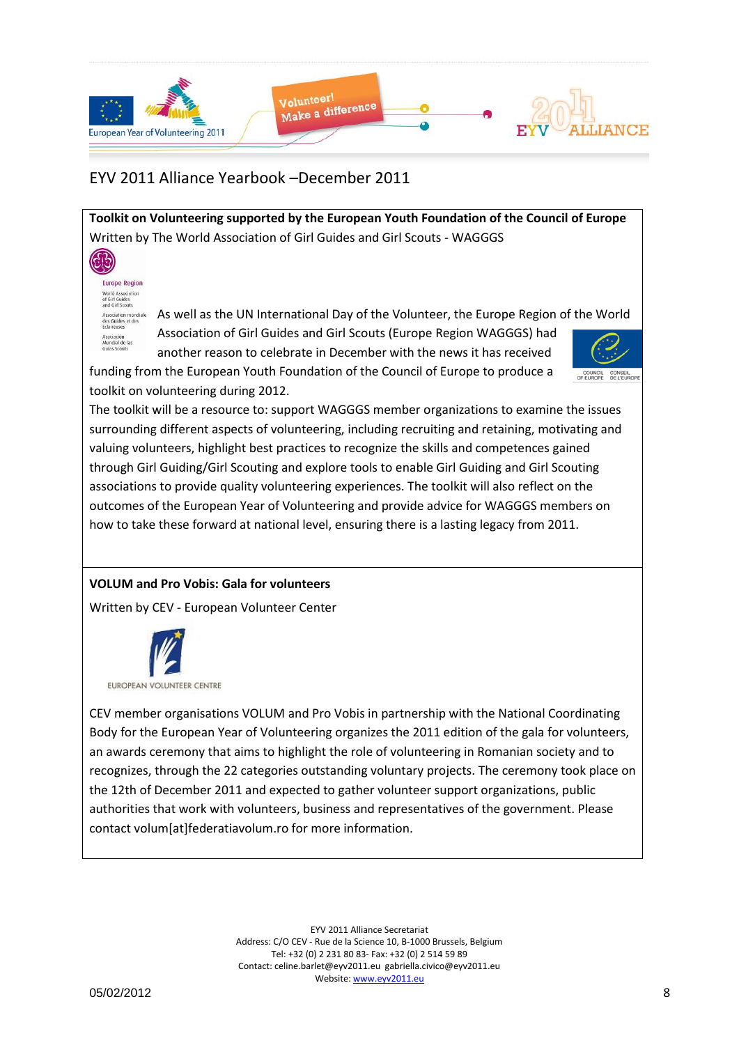## Toolkit on Volunteering supported by the European Youth Foundation of the Council of Europe

Written by The World Association of Girl Guides and Girl Scouts - WAGGGS

Europe Region
World Association of Girl Guides and Girl Scouts
Association mondiale des Guides et des Eclaireuses
Asociación Mundial de las Guías Scouts

As well as the UN International Day of the Volunteer, the Europe Region of the World Association of Girl Guides and Girl Scouts (Europe Region WAGGGS) had another reason to celebrate in December with the news it has received funding from the European Youth Foundation of the Council of Europe to produce a toolkit on volunteering during 2012.

COUNCIL OF EUROPE CONSEIL DE L'EUROPE

The toolkit will be a resource to: support WAGGGS member organizations to examine the issues surrounding different aspects of volunteering, including recruiting and retaining, motivating and valuing volunteers, highlight best practices to recognize the skills and competences gained through Girl Guiding/Girl Scouting and explore tools to enable Girl Guiding and Girl Scouting associations to provide quality volunteering experiences. The toolkit will also reflect on the outcomes of the European Year of Volunteering and provide advice for WAGGGS members on how to take these forward at national level, ensuring there is a lasting legacy from 2011.

## VOLUM and Pro Vobis: Gala for volunteers

Written by CEV - European Volunteer Center

EUROPEAN VOLUNTEER CENTRE

CEV member organisations VOLUM and Pro Vobis in partnership with the National Coordinating Body for the European Year of Volunteering organizes the 2011 edition of the gala for volunteers, an awards ceremony that aims to highlight the role of volunteering in Romanian society and to recognizes, through the 22 categories outstanding voluntary projects. The ceremony took place on the 12th of December 2011 and expected to gather volunteer support organizations, public authorities that work with volunteers, business and representatives of the government. Please contact volum[at]federatiavolum.ro for more information.

EYV 2011 Alliance Secretariat
Address: C/O CEV - Rue de la Science 10, B-1000 Brussels, Belgium
Tel: +32 (0) 2 231 80 83- Fax: +32 (0) 2 514 59 89
Contact: celine.barlet@eyv2011.eu gabriella.civico@eyv2011.eu
Website: www.eyv2011.eu